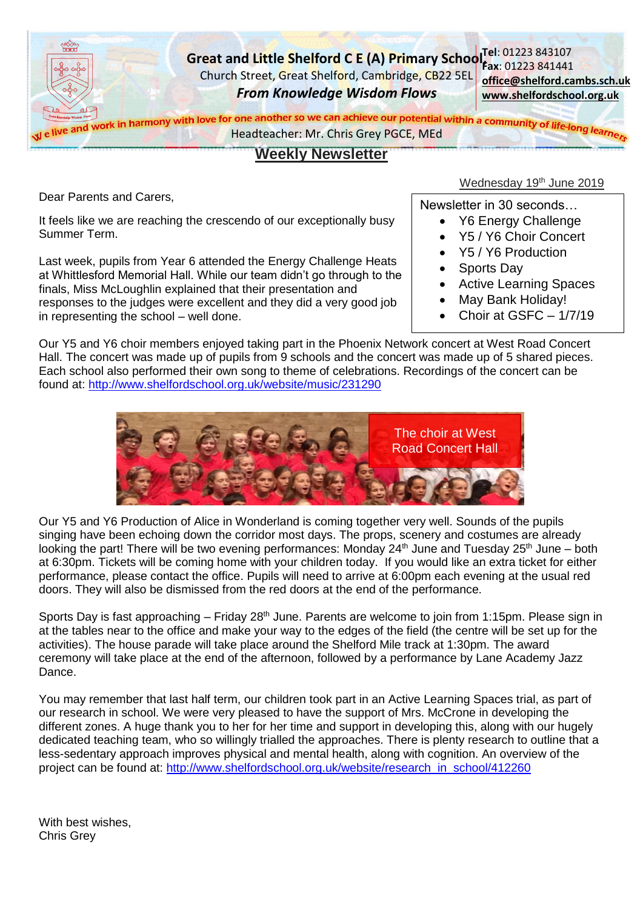# Great and Little Shelford C E (A) Primary School

Church Street, Great Shelford, Cambridge, CB22 5EL

*From Knowledge Wisdom Flows*

**Tel**: 01223 843107
**Fax**: 01223 841441
**office@shelford.cambs.sch.uk**
**www.shelfordschool.org.uk**

We live and work in harmony with love for one another so we can achieve our potential within a community of life-long learners

Headteacher: Mr. Chris Grey PGCE, MEd

## Weekly Newsletter

Wednesday 19th June 2019

Newsletter in 30 seconds…

- Y6 Energy Challenge
- Y5 / Y6 Choir Concert
- Y5 / Y6 Production
- Sports Day
- Active Learning Spaces
- May Bank Holiday!
- Choir at GSFC – 1/7/19

Dear Parents and Carers,

It feels like we are reaching the crescendo of our exceptionally busy Summer Term.

Last week, pupils from Year 6 attended the Energy Challenge Heats at Whittlesford Memorial Hall. While our team didn't go through to the finals, Miss McLoughlin explained that their presentation and responses to the judges were excellent and they did a very good job in representing the school – well done.

Our Y5 and Y6 choir members enjoyed taking part in the Phoenix Network concert at West Road Concert Hall. The concert was made up of pupils from 9 schools and the concert was made up of 5 shared pieces. Each school also performed their own song to theme of celebrations. Recordings of the concert can be found at: http://www.shelfordschool.org.uk/website/music/231290

The choir at West Road Concert Hall

Our Y5 and Y6 Production of Alice in Wonderland is coming together very well. Sounds of the pupils singing have been echoing down the corridor most days. The props, scenery and costumes are already looking the part! There will be two evening performances: Monday 24th June and Tuesday 25th June – both at 6:30pm. Tickets will be coming home with your children today. If you would like an extra ticket for either performance, please contact the office. Pupils will need to arrive at 6:00pm each evening at the usual red doors. They will also be dismissed from the red doors at the end of the performance.

Sports Day is fast approaching – Friday 28th June. Parents are welcome to join from 1:15pm. Please sign in at the tables near to the office and make your way to the edges of the field (the centre will be set up for the activities). The house parade will take place around the Shelford Mile track at 1:30pm. The award ceremony will take place at the end of the afternoon, followed by a performance by Lane Academy Jazz Dance.

You may remember that last half term, our children took part in an Active Learning Spaces trial, as part of our research in school. We were very pleased to have the support of Mrs. McCrone in developing the different zones. A huge thank you to her for her time and support in developing this, along with our hugely dedicated teaching team, who so willingly trialled the approaches. There is plenty research to outline that a less-sedentary approach improves physical and mental health, along with cognition. An overview of the project can be found at: http://www.shelfordschool.org.uk/website/research_in_school/412260

With best wishes,
Chris Grey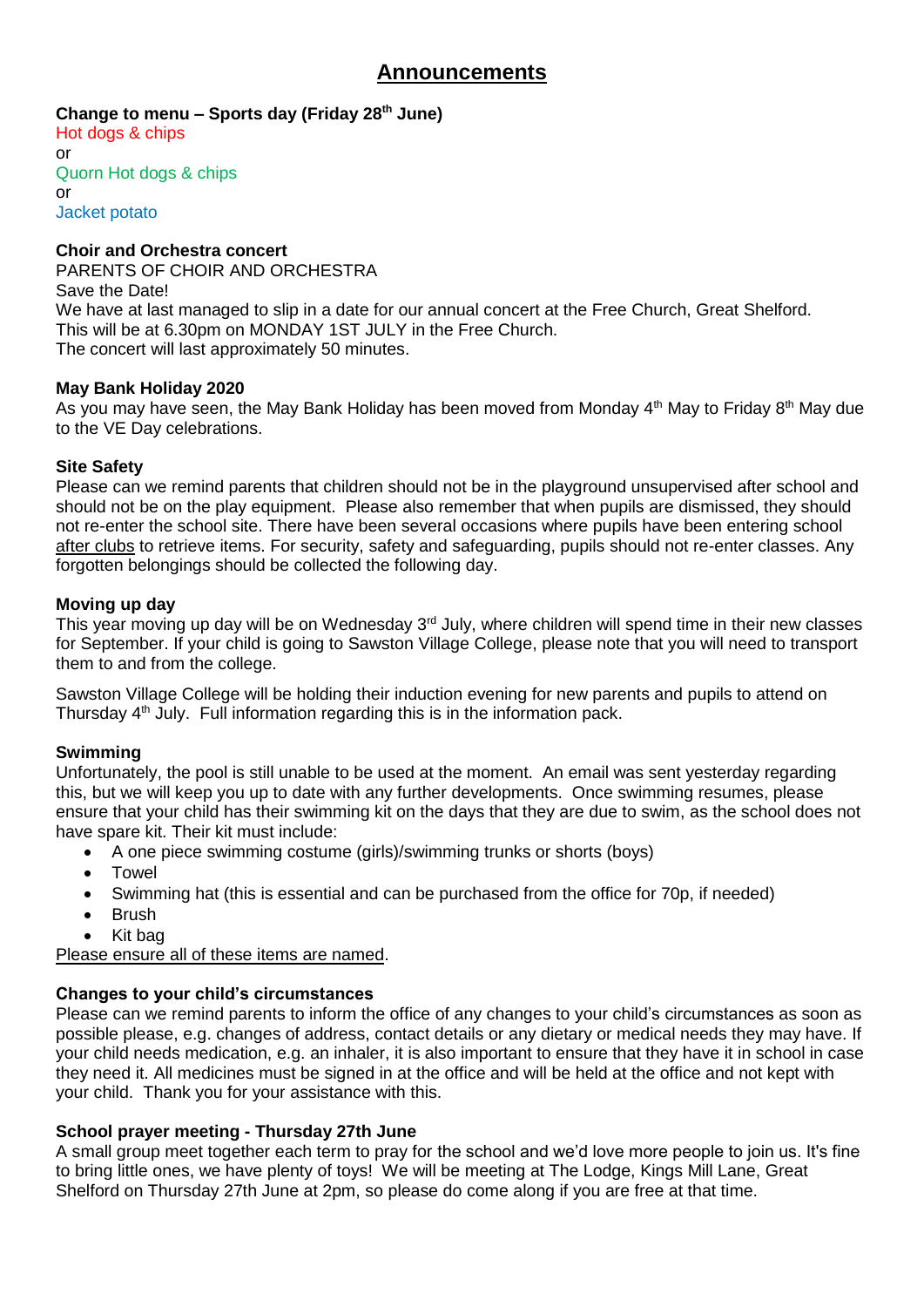# Announcements

**Change to menu – Sports day (Friday 28th June)**

Hot dogs & chips
or
Quorn Hot dogs & chips
or
Jacket potato

**Choir and Orchestra concert**

PARENTS OF CHOIR AND ORCHESTRA
Save the Date!
We have at last managed to slip in a date for our annual concert at the Free Church, Great Shelford.
This will be at 6.30pm on MONDAY 1ST JULY in the Free Church.
The concert will last approximately 50 minutes.

**May Bank Holiday 2020**

As you may have seen, the May Bank Holiday has been moved from Monday 4th May to Friday 8th May due to the VE Day celebrations.

**Site Safety**

Please can we remind parents that children should not be in the playground unsupervised after school and should not be on the play equipment. Please also remember that when pupils are dismissed, they should not re-enter the school site. There have been several occasions where pupils have been entering school after clubs to retrieve items. For security, safety and safeguarding, pupils should not re-enter classes. Any forgotten belongings should be collected the following day.

**Moving up day**

This year moving up day will be on Wednesday 3rd July, where children will spend time in their new classes for September. If your child is going to Sawston Village College, please note that you will need to transport them to and from the college.

Sawston Village College will be holding their induction evening for new parents and pupils to attend on Thursday 4th July. Full information regarding this is in the information pack.

**Swimming**

Unfortunately, the pool is still unable to be used at the moment. An email was sent yesterday regarding this, but we will keep you up to date with any further developments. Once swimming resumes, please ensure that your child has their swimming kit on the days that they are due to swim, as the school does not have spare kit. Their kit must include:

- A one piece swimming costume (girls)/swimming trunks or shorts (boys)
- Towel
- Swimming hat (this is essential and can be purchased from the office for 70p, if needed)
- Brush
- Kit bag

Please ensure all of these items are named.

**Changes to your child's circumstances**

Please can we remind parents to inform the office of any changes to your child's circumstances as soon as possible please, e.g. changes of address, contact details or any dietary or medical needs they may have. If your child needs medication, e.g. an inhaler, it is also important to ensure that they have it in school in case they need it. All medicines must be signed in at the office and will be held at the office and not kept with your child. Thank you for your assistance with this.

**School prayer meeting - Thursday 27th June**

A small group meet together each term to pray for the school and we'd love more people to join us. It's fine to bring little ones, we have plenty of toys! We will be meeting at The Lodge, Kings Mill Lane, Great Shelford on Thursday 27th June at 2pm, so please do come along if you are free at that time.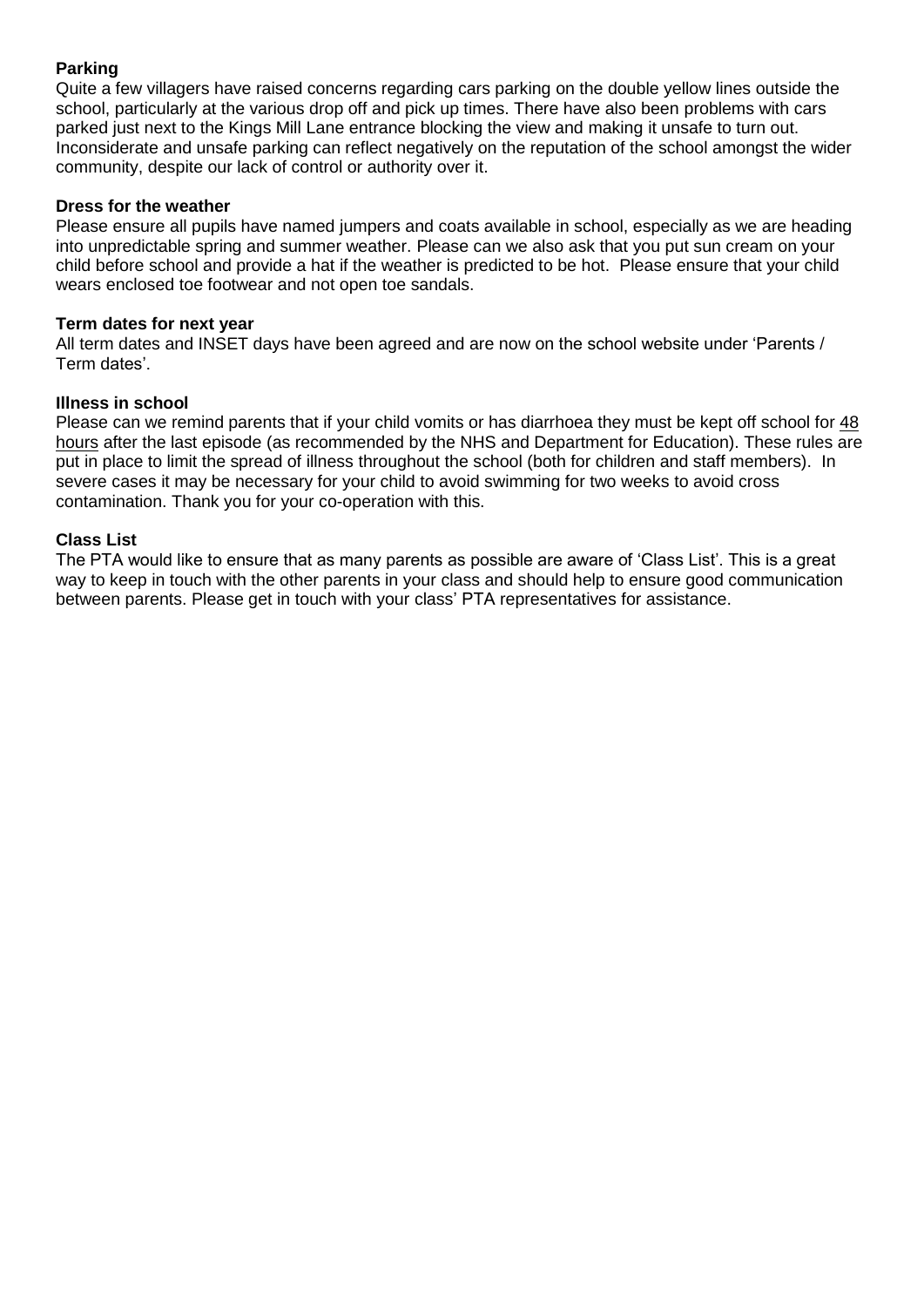**Parking**

Quite a few villagers have raised concerns regarding cars parking on the double yellow lines outside the school, particularly at the various drop off and pick up times. There have also been problems with cars parked just next to the Kings Mill Lane entrance blocking the view and making it unsafe to turn out. Inconsiderate and unsafe parking can reflect negatively on the reputation of the school amongst the wider community, despite our lack of control or authority over it.

**Dress for the weather**

Please ensure all pupils have named jumpers and coats available in school, especially as we are heading into unpredictable spring and summer weather. Please can we also ask that you put sun cream on your child before school and provide a hat if the weather is predicted to be hot. Please ensure that your child wears enclosed toe footwear and not open toe sandals.

**Term dates for next year**

All term dates and INSET days have been agreed and are now on the school website under 'Parents / Term dates'.

**Illness in school**

Please can we remind parents that if your child vomits or has diarrhoea they must be kept off school for 48 hours after the last episode (as recommended by the NHS and Department for Education). These rules are put in place to limit the spread of illness throughout the school (both for children and staff members). In severe cases it may be necessary for your child to avoid swimming for two weeks to avoid cross contamination. Thank you for your co-operation with this.

**Class List**

The PTA would like to ensure that as many parents as possible are aware of 'Class List'. This is a great way to keep in touch with the other parents in your class and should help to ensure good communication between parents. Please get in touch with your class' PTA representatives for assistance.